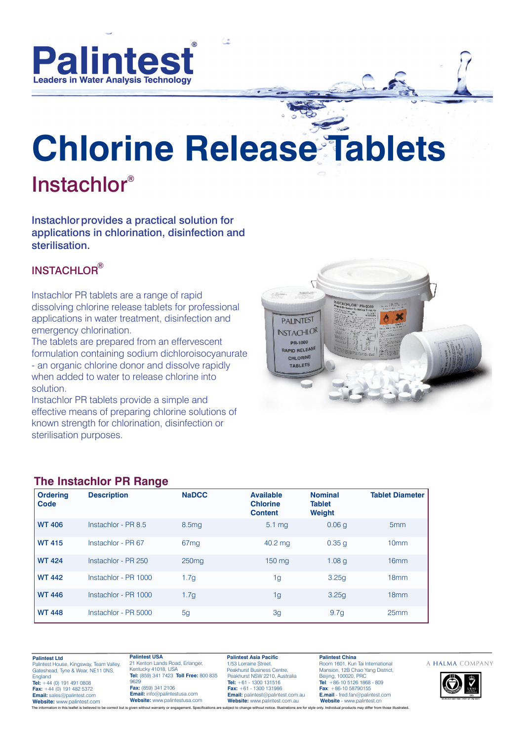# Palintest®

Leaders in Water Analysis Technology

# Chlorine Release Tablets

## Instachlor®

**Instachlor provides a practical solution for applications in chlorination, disinfection and sterilisation.**

### INSTACHLOR®

Instachlor PR tablets are a range of rapid dissolving chlorine release tablets for professional applications in water treatment, disinfection and emergency chlorination.

The tablets are prepared from an effervescent formulation containing sodium dichloroisocyanurate - an organic chlorine donor and dissolve rapidly when added to water to release chlorine into solution.

Instachlor PR tablets provide a simple and effective means of preparing chlorine solutions of known strength for chlorination, disinfection or sterilisation purposes.

### The Instachlor PR Range

| Ordering Code | Description | NaDCC | Available Chlorine Content | Nominal Tablet Weight | Tablet Diameter |
|---|---|---|---|---|---|
| WT 406 | Instachlor - PR 8.5 | 8.5mg | 5.1 mg | 0.06 g | 5mm |
| WT 415 | Instachlor - PR 67 | 67mg | 40.2 mg | 0.35 g | 10mm |
| WT 424 | Instachlor - PR 250 | 250mg | 150 mg | 1.08 g | 16mm |
| WT 442 | Instachlor - PR 1000 | 1.7g | 1g | 3.25g | 18mm |
| WT 446 | Instachlor - PR 1000 | 1.7g | 1g | 3.25g | 18mm |
| WT 448 | Instachlor - PR 5000 | 5g | 3g | 9.7g | 25mm |

**Palintest Ltd**
Palintest House, Kingsway, Team Valley, Gateshead, Tyne & Wear, NE11 0NS, England
**Tel:** +44 (0) 191 491 0808
**Fax:** +44 (0) 191 482 5372
**Email:** sales@palintest.com
**Website:** www.palintest.com

**Palintest USA**
21 Kenton Lands Road, Erlanger, Kentucky 41018, USA
**Tel:** (859) 341 7423 **Toll Free:** 800 835 9629
**Fax:** (859) 341 2106
**Email:** info@palintestusa.com
**Website:** www.palintestusa.com

**Palintest Asia Pacific**
1/53 Lorraine Street, Peakhurst Business Centre, Peakhurst NSW 2210, Australia
**Tel:** +61 - 1300 131516
**Fax:** +61 - 1300 131986
**Email:** palintest@palintest.com.au
**Website:** www.palintest.com.au

**Palintest China**
Room 1601, Kun Tai International Mansion, 12B Chao Yang District, Beijing, 100020, PRC
**Tel**: +86-10 5126 1868 - 809
**Fax**: +86-10 58790155
**E.mail** - fred.fan@palintest.com
**Website** - www.palintest.cn

A HALMA COMPANY

The information in this leaflet is believed to be correct but is given without warranty or engagement. Specifications are subject to change without notice. Illustrations are for style only. Individual products may differ from those illustrated.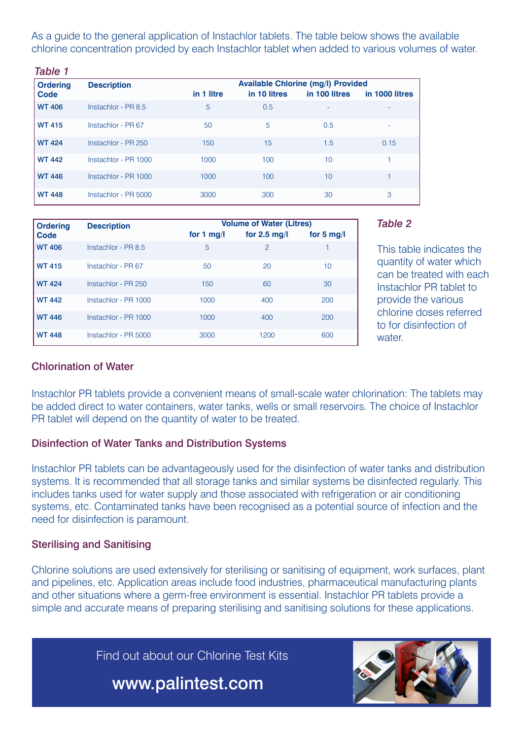As a guide to the general application of Instachlor tablets. The table below shows the available chlorine concentration provided by each Instachlor tablet when added to various volumes of water.

*Table 1*

| Ordering Code | Description | Available Chlorine (mg/l) Provided | | | |
|---|---|---|---|---|---|
| | | in 1 litre | in 10 litres | in 100 litres | in 1000 litres |
| WT 406 | Instachlor - PR 8.5 | 5 | 0.5 | - | - |
| WT 415 | Instachlor - PR 67 | 50 | 5 | 0.5 | - |
| WT 424 | Instachlor - PR 250 | 150 | 15 | 1.5 | 0.15 |
| WT 442 | Instachlor - PR 1000 | 1000 | 100 | 10 | 1 |
| WT 446 | Instachlor - PR 1000 | 1000 | 100 | 10 | 1 |
| WT 448 | Instachlor - PR 5000 | 3000 | 300 | 30 | 3 |

*Table 2*

This table indicates the quantity of water which can be treated with each Instachlor PR tablet to provide the various chlorine doses referred to for disinfection of water.

| Ordering Code | Description | Volume of Water (Litres) | | |
|---|---|---|---|---|
| | | for 1 mg/l | for 2.5 mg/l | for 5 mg/l |
| WT 406 | Instachlor - PR 8.5 | 5 | 2 | 1 |
| WT 415 | Instachlor - PR 67 | 50 | 20 | 10 |
| WT 424 | Instachlor - PR 250 | 150 | 60 | 30 |
| WT 442 | Instachlor - PR 1000 | 1000 | 400 | 200 |
| WT 446 | Instachlor - PR 1000 | 1000 | 400 | 200 |
| WT 448 | Instachlor - PR 5000 | 3000 | 1200 | 600 |

## Chlorination of Water

Instachlor PR tablets provide a convenient means of small-scale water chlorination: The tablets may be added direct to water containers, water tanks, wells or small reservoirs. The choice of Instachlor PR tablet will depend on the quantity of water to be treated.

## Disinfection of Water Tanks and Distribution Systems

Instachlor PR tablets can be advantageously used for the disinfection of water tanks and distribution systems. It is recommended that all storage tanks and similar systems be disinfected regularly. This includes tanks used for water supply and those associated with refrigeration or air conditioning systems, etc. Contaminated tanks have been recognised as a potential source of infection and the need for disinfection is paramount.

## Sterilising and Sanitising

Chlorine solutions are used extensively for sterilising or sanitising of equipment, work surfaces, plant and pipelines, etc. Application areas include food industries, pharmaceutical manufacturing plants and other situations where a germ-free environment is essential. Instachlor PR tablets provide a simple and accurate means of preparing sterilising and sanitising solutions for these applications.

Find out about our Chlorine Test Kits

**www.palintest.com**